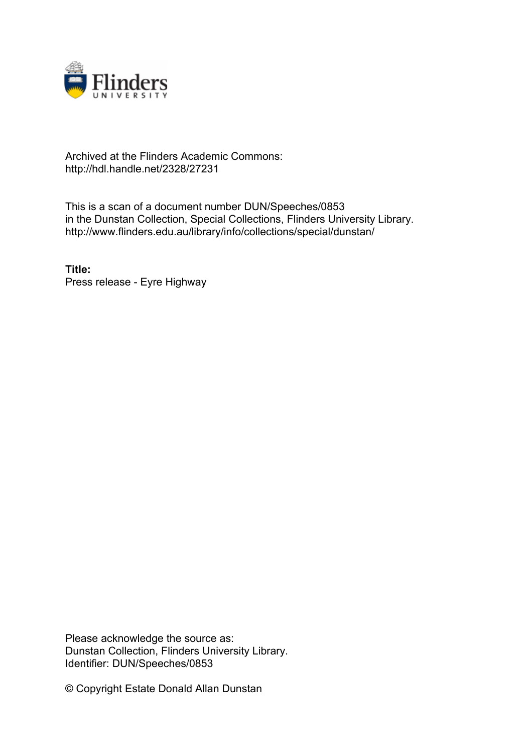Archived at the Flinders Academic Commons:
http://hdl.handle.net/2328/27231

This is a scan of a document number DUN/Speeches/0853
in the Dunstan Collection, Special Collections, Flinders University Library.
http://www.flinders.edu.au/library/info/collections/special/dunstan/

**Title:**
Press release - Eyre Highway

Please acknowledge the source as:
Dunstan Collection, Flinders University Library.
Identifier: DUN/Speeches/0853

© Copyright Estate Donald Allan Dunstan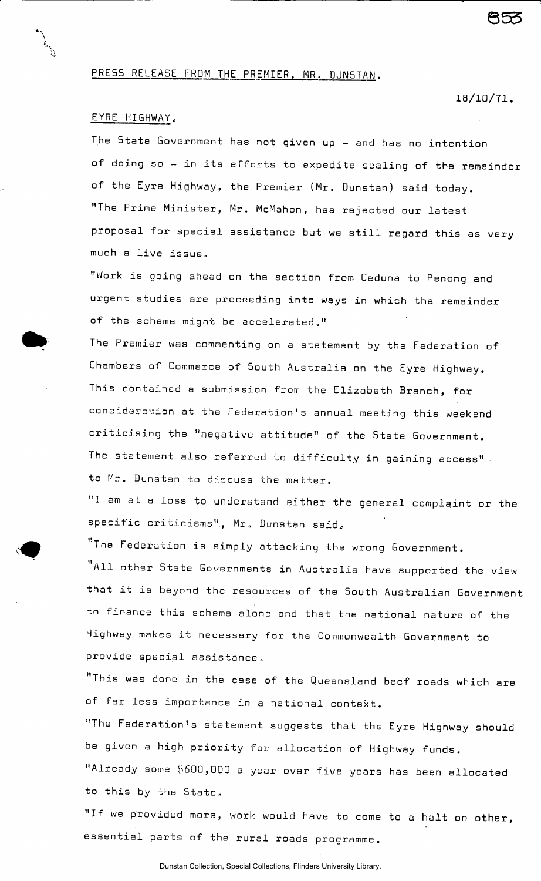PRESS RELEASE FROM THE PREMIER, MR. DUNSTAN.

18/10/71.

EYRE HIGHWAY.

The State Government has not given up - and has no intention of doing so - in its efforts to expedite sealing of the remainder of the Eyre Highway, the Premier (Mr. Dunstan) said today.

"The Prime Minister, Mr. McMahon, has rejected our latest proposal for special assistance but we still regard this as very much a live issue.

"Work is going ahead on the section from Ceduna to Penong and urgent studies are proceeding into ways in which the remainder of the scheme might be accelerated."

The Premier was commenting on a statement by the Federation of Chambers of Commerce of South Australia on the Eyre Highway. This contained a submission from the Elizabeth Branch, for consideration at the Federation's annual meeting this weekend criticising the "negative attitude" of the State Government. The statement also referred to difficulty in gaining access" to Mr. Dunstan to discuss the matter.

"I am at a loss to understand either the general complaint or the specific criticisms", Mr. Dunstan said.

"The Federation is simply attacking the wrong Government.

"All other State Governments in Australia have supported the view that it is beyond the resources of the South Australian Government to finance this scheme alone and that the national nature of the Highway makes it necessary for the Commonwealth Government to provide special assistance.

"This was done in the case of the Queensland beef roads which are of far less importance in a national context.

"The Federation's statement suggests that the Eyre Highway should be given a high priority for allocation of Highway funds.

"Already some $600,000 a year over five years has been allocated to this by the State.

"If we provided more, work would have to come to a halt on other, essential parts of the rural roads programme.

Dunstan Collection, Special Collections, Flinders University Library.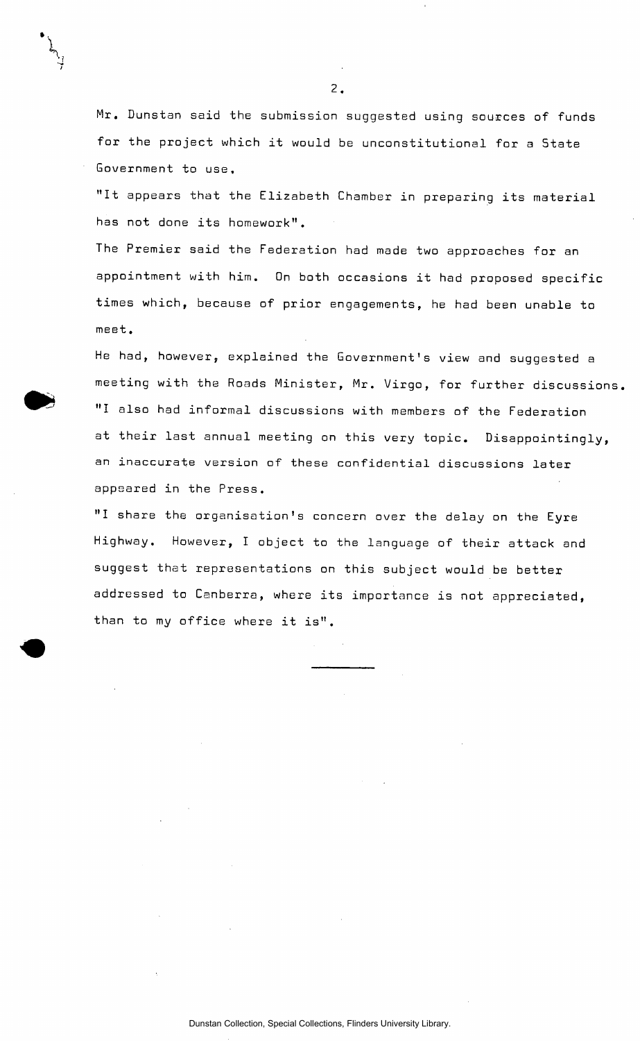Mr. Dunstan said the submission suggested using sources of funds for the project which it would be unconstitutional for a State Government to use.

"It appears that the Elizabeth Chamber in preparing its material has not done its homework".

The Premier said the Federation had made two approaches for an appointment with him. On both occasions it had proposed specific times which, because of prior engagements, he had been unable to meet.

He had, however, explained the Government's view and suggested a meeting with the Roads Minister, Mr. Virgo, for further discussions.

"I also had informal discussions with members of the Federation at their last annual meeting on this very topic. Disappointingly, an inaccurate version of these confidential discussions later appeared in the Press.

"I share the organisation's concern over the delay on the Eyre Highway. However, I object to the language of their attack and suggest that representations on this subject would be better addressed to Canberra, where its importance is not appreciated, than to my office where it is".

---

Dunstan Collection, Special Collections, Flinders University Library.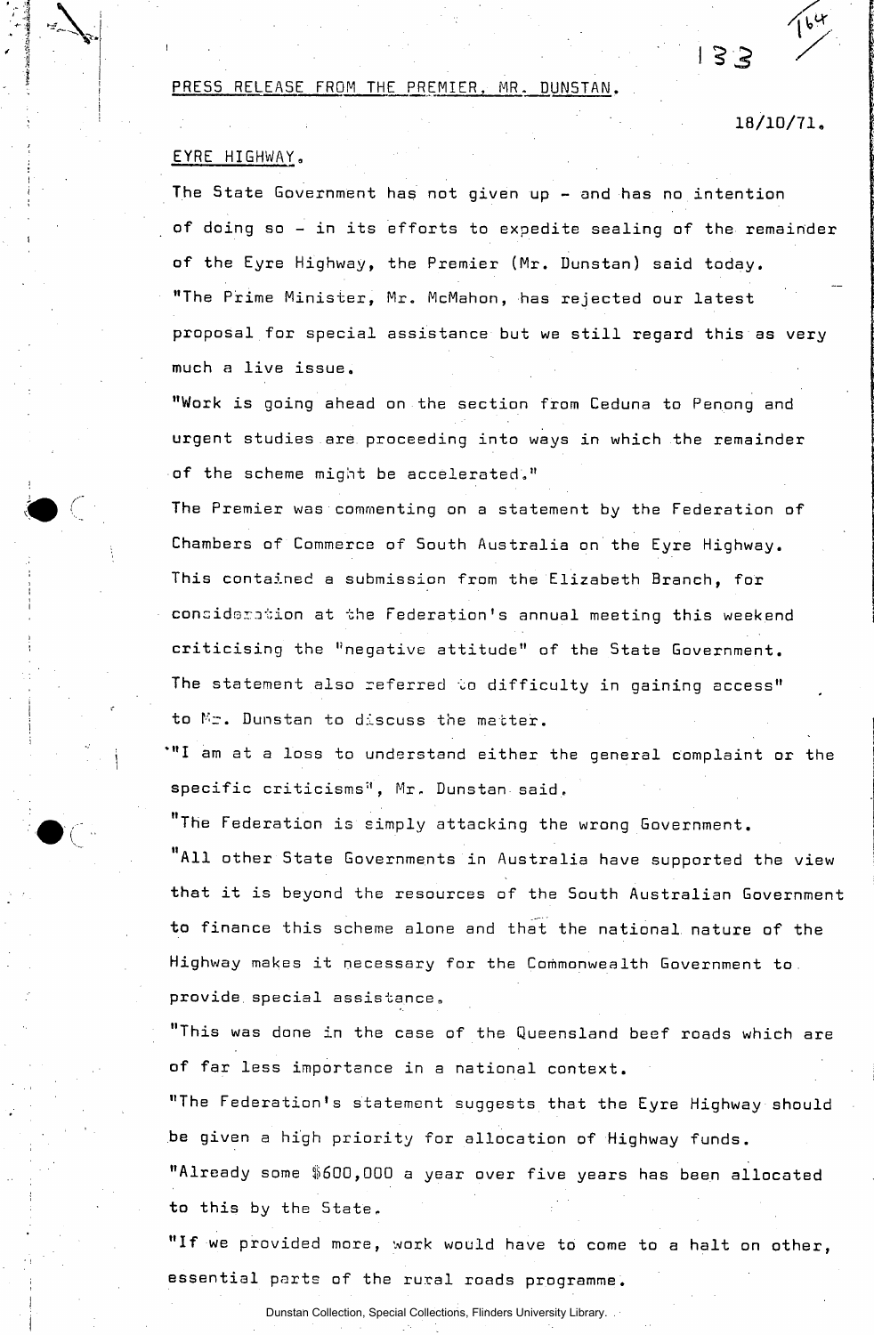PRESS RELEASE FROM THE PREMIER, MR. DUNSTAN.

18/10/71.

EYRE HIGHWAY.

The State Government has not given up - and has no intention of doing so - in its efforts to expedite sealing of the remainder of the Eyre Highway, the Premier (Mr. Dunstan) said today.

"The Prime Minister, Mr. McMahon, has rejected our latest proposal for special assistance but we still regard this as very much a live issue.

"Work is going ahead on the section from Ceduna to Penong and urgent studies are proceeding into ways in which the remainder of the scheme might be accelerated."

The Premier was commenting on a statement by the Federation of Chambers of Commerce of South Australia on the Eyre Highway. This contained a submission from the Elizabeth Branch, for consideration at the Federation's annual meeting this weekend criticising the "negative attitude" of the State Government. The statement also referred to difficulty in gaining access" to Mr. Dunstan to discuss the matter.

"I am at a loss to understand either the general complaint or the specific criticisms", Mr. Dunstan said.

"The Federation is simply attacking the wrong Government.

"All other State Governments in Australia have supported the view that it is beyond the resources of the South Australian Government to finance this scheme alone and that the national nature of the Highway makes it necessary for the Commonwealth Government to provide special assistance.

"This was done in the case of the Queensland beef roads which are of far less importance in a national context.

"The Federation's statement suggests that the Eyre Highway should be given a high priority for allocation of Highway funds.

"Already some $600,000 a year over five years has been allocated to this by the State.

"If we provided more, work would have to come to a halt on other, essential parts of the rural roads programme.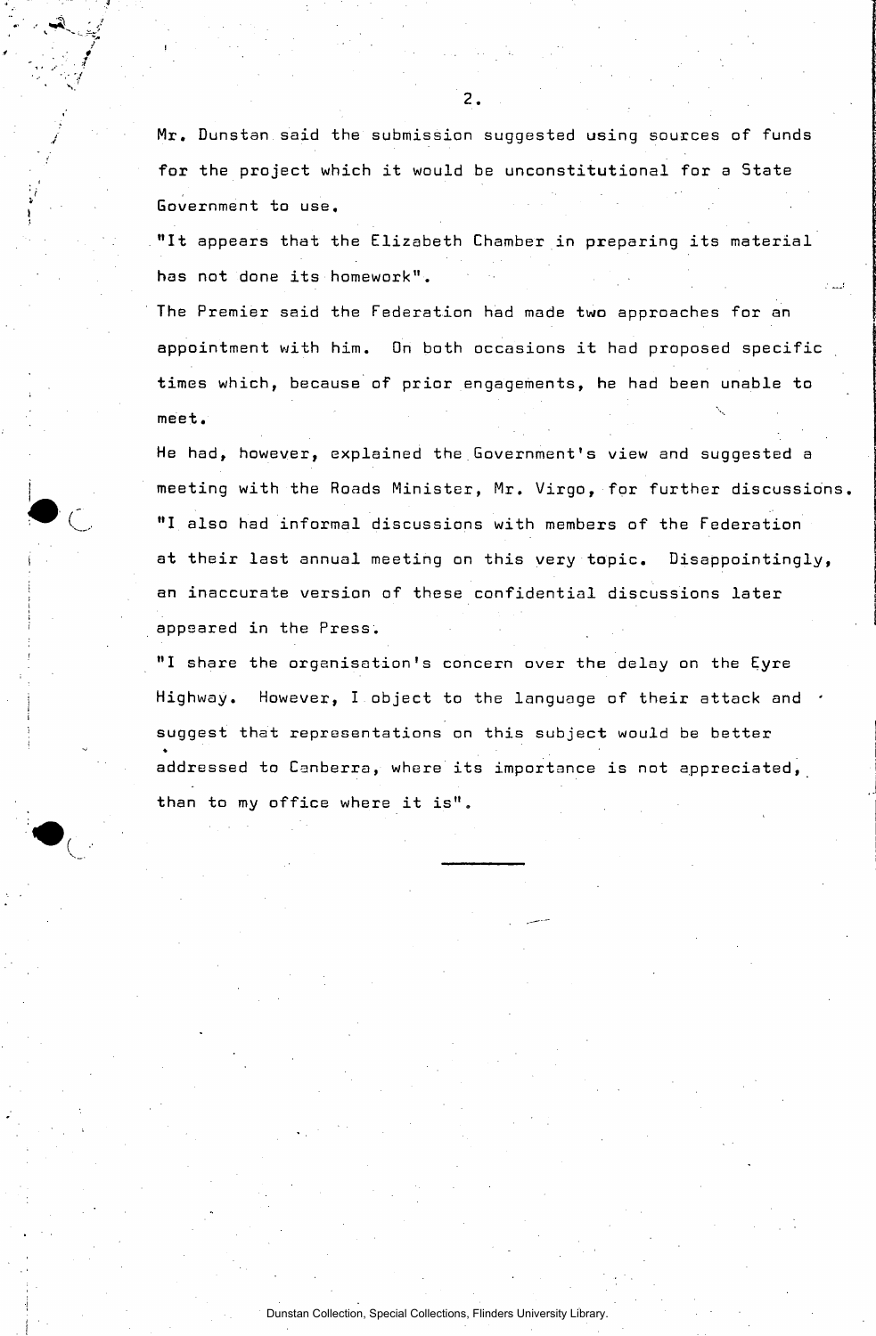Mr. Dunstan said the submission suggested using sources of funds for the project which it would be unconstitutional for a State Government to use.

"It appears that the Elizabeth Chamber in preparing its material has not done its homework".

The Premier said the Federation had made two approaches for an appointment with him. On both occasions it had proposed specific times which, because of prior engagements, he had been unable to meet.

He had, however, explained the Government's view and suggested a meeting with the Roads Minister, Mr. Virgo, for further discussions.

"I also had informal discussions with members of the Federation at their last annual meeting on this very topic. Disappointingly, an inaccurate version of these confidential discussions later appeared in the Press.

"I share the organisation's concern over the delay on the Eyre Highway. However, I object to the language of their attack and suggest that representations on this subject would be better addressed to Canberra, where its importance is not appreciated, than to my office where it is".

---

Dunstan Collection, Special Collections, Flinders University Library.